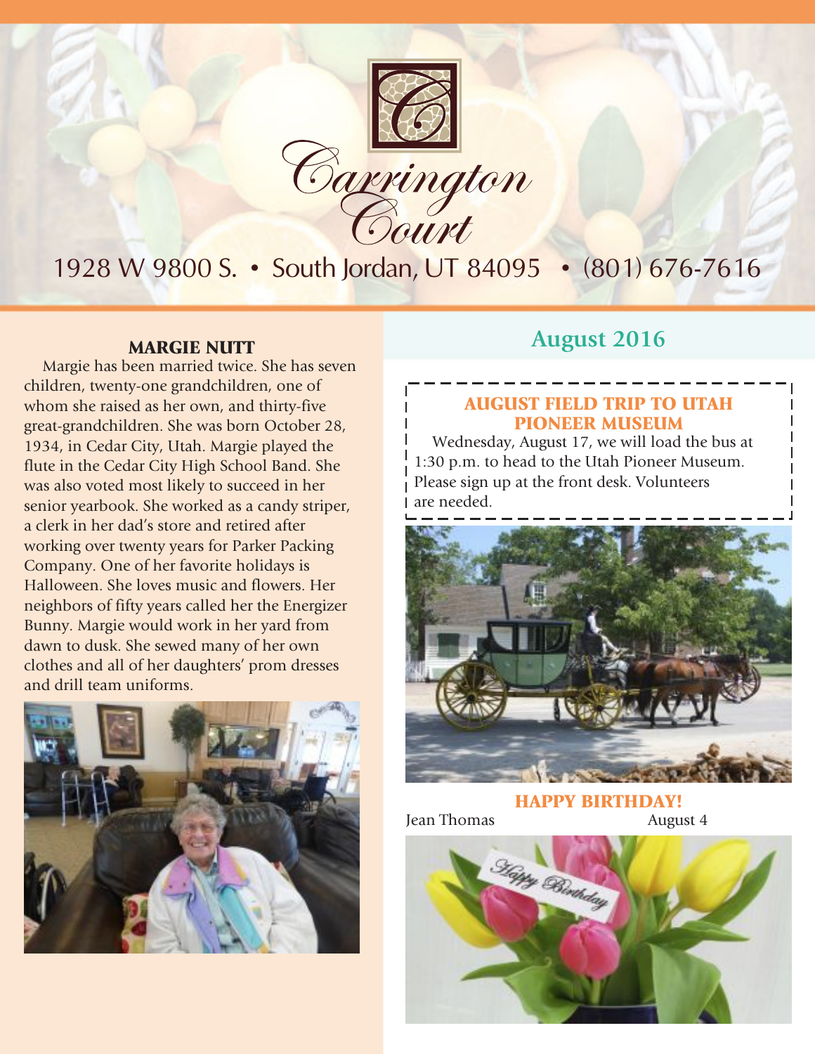# Carrington Court

1928 W 9800 S. • South Jordan, UT 84095 • (801) 676-7616

## August 2016

### MARGIE NUTT

Margie has been married twice. She has seven children, twenty-one grandchildren, one of whom she raised as her own, and thirty-five great-grandchildren. She was born October 28, 1934, in Cedar City, Utah. Margie played the flute in the Cedar City High School Band. She was also voted most likely to succeed in her senior yearbook. She worked as a candy striper, a clerk in her dad's store and retired after working over twenty years for Parker Packing Company. One of her favorite holidays is Halloween. She loves music and flowers. Her neighbors of fifty years called her the Energizer Bunny. Margie would work in her yard from dawn to dusk. She sewed many of her own clothes and all of her daughters' prom dresses and drill team uniforms.

### AUGUST FIELD TRIP TO UTAH PIONEER MUSEUM

Wednesday, August 17, we will load the bus at 1:30 p.m. to head to the Utah Pioneer Museum. Please sign up at the front desk. Volunteers are needed.

### HAPPY BIRTHDAY!

Jean Thomas August 4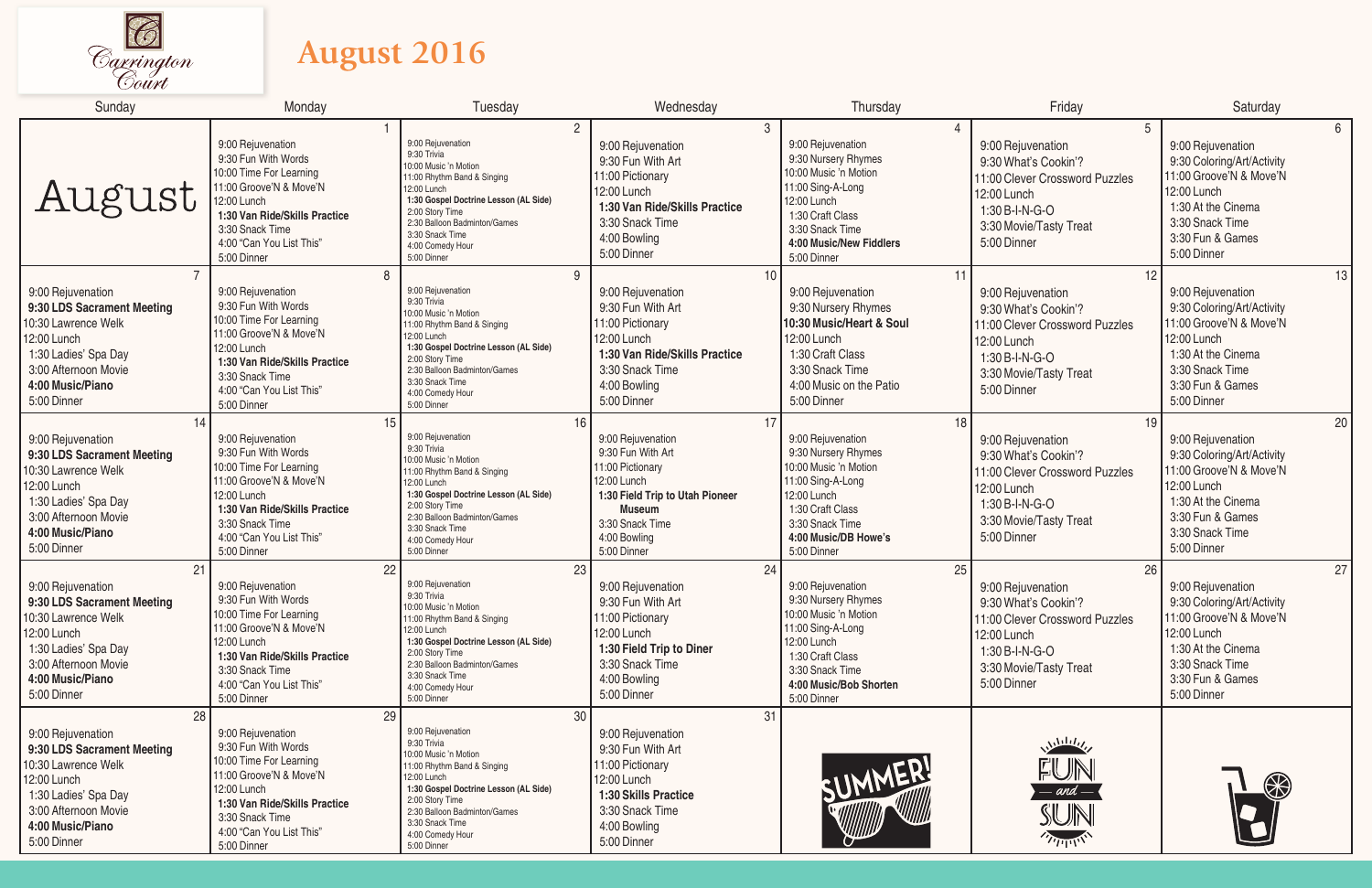# Carrington Court

# August 2016

| Sunday | Monday | Tuesday | Wednesday | Thursday | Friday | Saturday |
|---|---|---|---|---|---|---|
| August | **1**<br>9:00 Rejuvenation<br>9:30 Fun With Words<br>10:00 Time For Learning<br>11:00 Groove'N & Move'N<br>12:00 Lunch<br>**1:30 Van Ride/Skills Practice**<br>3:30 Snack Time<br>4:00 "Can You List This"<br>5:00 Dinner | **2**<br>9:00 Rejuvenation<br>9:30 Trivia<br>10:00 Music 'n Motion<br>11:00 Rhythm Band & Singing<br>12:00 Lunch<br>**1:30 Gospel Doctrine Lesson (AL Side)**<br>2:00 Story Time<br>2:30 Balloon Badminton/Games<br>3:30 Snack Time<br>4:00 Comedy Hour<br>5:00 Dinner | **3**<br>9:00 Rejuvenation<br>9:30 Fun With Art<br>11:00 Pictionary<br>12:00 Lunch<br>**1:30 Van Ride/Skills Practice**<br>3:30 Snack Time<br>4:00 Bowling<br>5:00 Dinner | **4**<br>9:00 Rejuvenation<br>9:30 Nursery Rhymes<br>10:00 Music 'n Motion<br>11:00 Sing-A-Long<br>12:00 Lunch<br>1:30 Craft Class<br>3:30 Snack Time<br>**4:00 Music/New Fiddlers**<br>5:00 Dinner | **5**<br>9:00 Rejuvenation<br>9:30 What's Cookin'?<br>11:00 Clever Crossword Puzzles<br>12:00 Lunch<br>1:30 B-I-N-G-O<br>3:30 Movie/Tasty Treat<br>5:00 Dinner | **6**<br>9:00 Rejuvenation<br>9:30 Coloring/Art/Activity<br>11:00 Groove'N & Move'N<br>12:00 Lunch<br>1:30 At the Cinema<br>3:30 Snack Time<br>3:30 Fun & Games<br>5:00 Dinner |
| **7**<br>9:00 Rejuvenation<br>**9:30 LDS Sacrament Meeting**<br>10:30 Lawrence Welk<br>12:00 Lunch<br>1:30 Ladies' Spa Day<br>3:00 Afternoon Movie<br>**4:00 Music/Piano**<br>5:00 Dinner | **8**<br>9:00 Rejuvenation<br>9:30 Fun With Words<br>10:00 Time For Learning<br>11:00 Groove'N & Move'N<br>12:00 Lunch<br>**1:30 Van Ride/Skills Practice**<br>3:30 Snack Time<br>4:00 "Can You List This"<br>5:00 Dinner | **9**<br>9:00 Rejuvenation<br>9:30 Trivia<br>10:00 Music 'n Motion<br>11:00 Rhythm Band & Singing<br>12:00 Lunch<br>**1:30 Gospel Doctrine Lesson (AL Side)**<br>2:00 Story Time<br>2:30 Balloon Badminton/Games<br>3:30 Snack Time<br>4:00 Comedy Hour<br>5:00 Dinner | **10**<br>9:00 Rejuvenation<br>9:30 Fun With Art<br>11:00 Pictionary<br>12:00 Lunch<br>**1:30 Van Ride/Skills Practice**<br>3:30 Snack Time<br>4:00 Bowling<br>5:00 Dinner | **11**<br>9:00 Rejuvenation<br>9:30 Nursery Rhymes<br>**10:30 Music/Heart & Soul**<br>12:00 Lunch<br>1:30 Craft Class<br>3:30 Snack Time<br>4:00 Music on the Patio<br>5:00 Dinner | **12**<br>9:00 Rejuvenation<br>9:30 What's Cookin'?<br>11:00 Clever Crossword Puzzles<br>12:00 Lunch<br>1:30 B-I-N-G-O<br>3:30 Movie/Tasty Treat<br>5:00 Dinner | **13**<br>9:00 Rejuvenation<br>9:30 Coloring/Art/Activity<br>11:00 Groove'N & Move'N<br>12:00 Lunch<br>1:30 At the Cinema<br>3:30 Snack Time<br>3:30 Fun & Games<br>5:00 Dinner |
| **14**<br>9:00 Rejuvenation<br>**9:30 LDS Sacrament Meeting**<br>10:30 Lawrence Welk<br>12:00 Lunch<br>1:30 Ladies' Spa Day<br>3:00 Afternoon Movie<br>**4:00 Music/Piano**<br>5:00 Dinner | **15**<br>9:00 Rejuvenation<br>9:30 Fun With Words<br>10:00 Time For Learning<br>11:00 Groove'N & Move'N<br>12:00 Lunch<br>**1:30 Van Ride/Skills Practice**<br>3:30 Snack Time<br>4:00 "Can You List This"<br>5:00 Dinner | **16**<br>9:00 Rejuvenation<br>9:30 Trivia<br>10:00 Music 'n Motion<br>11:00 Rhythm Band & Singing<br>12:00 Lunch<br>**1:30 Gospel Doctrine Lesson (AL Side)**<br>2:00 Story Time<br>2:30 Balloon Badminton/Games<br>3:30 Snack Time<br>4:00 Comedy Hour<br>5:00 Dinner | **17**<br>9:00 Rejuvenation<br>9:30 Fun With Art<br>11:00 Pictionary<br>12:00 Lunch<br>**1:30 Field Trip to Utah Pioneer Museum**<br>3:30 Snack Time<br>4:00 Bowling<br>5:00 Dinner | **18**<br>9:00 Rejuvenation<br>9:30 Nursery Rhymes<br>10:00 Music 'n Motion<br>11:00 Sing-A-Long<br>12:00 Lunch<br>1:30 Craft Class<br>3:30 Snack Time<br>**4:00 Music/DB Howe's**<br>5:00 Dinner | **19**<br>9:00 Rejuvenation<br>9:30 What's Cookin'?<br>11:00 Clever Crossword Puzzles<br>12:00 Lunch<br>1:30 B-I-N-G-O<br>3:30 Movie/Tasty Treat<br>5:00 Dinner | **20**<br>9:00 Rejuvenation<br>9:30 Coloring/Art/Activity<br>11:00 Groove'N & Move'N<br>12:00 Lunch<br>1:30 At the Cinema<br>3:30 Fun & Games<br>3:30 Snack Time<br>5:00 Dinner |
| **21**<br>9:00 Rejuvenation<br>**9:30 LDS Sacrament Meeting**<br>10:30 Lawrence Welk<br>12:00 Lunch<br>1:30 Ladies' Spa Day<br>3:00 Afternoon Movie<br>**4:00 Music/Piano**<br>5:00 Dinner | **22**<br>9:00 Rejuvenation<br>9:30 Fun With Words<br>10:00 Time For Learning<br>11:00 Groove'N & Move'N<br>12:00 Lunch<br>**1:30 Van Ride/Skills Practice**<br>3:30 Snack Time<br>4:00 "Can You List This"<br>5:00 Dinner | **23**<br>9:00 Rejuvenation<br>9:30 Trivia<br>10:00 Music 'n Motion<br>11:00 Rhythm Band & Singing<br>12:00 Lunch<br>**1:30 Gospel Doctrine Lesson (AL Side)**<br>2:00 Story Time<br>2:30 Balloon Badminton/Games<br>3:30 Snack Time<br>4:00 Comedy Hour<br>5:00 Dinner | **24**<br>9:00 Rejuvenation<br>9:30 Fun With Art<br>11:00 Pictionary<br>12:00 Lunch<br>**1:30 Field Trip to Diner**<br>3:30 Snack Time<br>4:00 Bowling<br>5:00 Dinner | **25**<br>9:00 Rejuvenation<br>9:30 Nursery Rhymes<br>10:00 Music 'n Motion<br>11:00 Sing-A-Long<br>12:00 Lunch<br>1:30 Craft Class<br>3:30 Snack Time<br>**4:00 Music/Bob Shorten**<br>5:00 Dinner | **26**<br>9:00 Rejuvenation<br>9:30 What's Cookin'?<br>11:00 Clever Crossword Puzzles<br>12:00 Lunch<br>1:30 B-I-N-G-O<br>3:30 Movie/Tasty Treat<br>5:00 Dinner | **27**<br>9:00 Rejuvenation<br>9:30 Coloring/Art/Activity<br>11:00 Groove'N & Move'N<br>12:00 Lunch<br>1:30 At the Cinema<br>3:30 Snack Time<br>3:30 Fun & Games<br>5:00 Dinner |
| **28**<br>9:00 Rejuvenation<br>**9:30 LDS Sacrament Meeting**<br>10:30 Lawrence Welk<br>12:00 Lunch<br>1:30 Ladies' Spa Day<br>3:00 Afternoon Movie<br>**4:00 Music/Piano**<br>5:00 Dinner | **29**<br>9:00 Rejuvenation<br>9:30 Fun With Words<br>10:00 Time For Learning<br>11:00 Groove'N & Move'N<br>12:00 Lunch<br>**1:30 Van Ride/Skills Practice**<br>3:30 Snack Time<br>4:00 "Can You List This"<br>5:00 Dinner | **30**<br>9:00 Rejuvenation<br>9:30 Trivia<br>10:00 Music 'n Motion<br>11:00 Rhythm Band & Singing<br>12:00 Lunch<br>**1:30 Gospel Doctrine Lesson (AL Side)**<br>2:00 Story Time<br>2:30 Balloon Badminton/Games<br>3:30 Snack Time<br>4:00 Comedy Hour<br>5:00 Dinner | **31**<br>9:00 Rejuvenation<br>9:30 Fun With Art<br>11:00 Pictionary<br>12:00 Lunch<br>**1:30 Skills Practice**<br>3:30 Snack Time<br>4:00 Bowling<br>5:00 Dinner | SUMMER! | FUN and SUN | |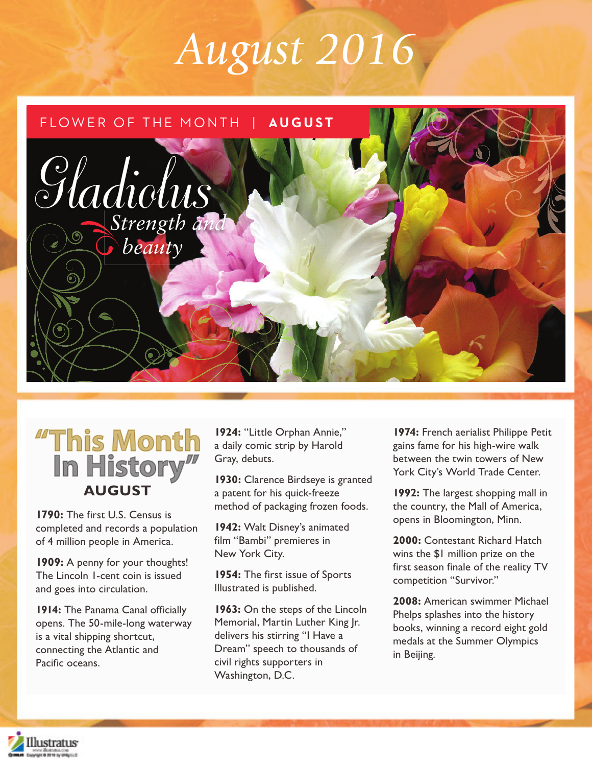# August 2016

FLOWER OF THE MONTH | **AUGUST**

## Gladiolus

*Strength and beauty*

## "This Month In History"

### AUGUST

**1790:** The first U.S. Census is completed and records a population of 4 million people in America.

**1909:** A penny for your thoughts! The Lincoln 1-cent coin is issued and goes into circulation.

**1914:** The Panama Canal officially opens. The 50-mile-long waterway is a vital shipping shortcut, connecting the Atlantic and Pacific oceans.

**1924:** "Little Orphan Annie," a daily comic strip by Harold Gray, debuts.

**1930:** Clarence Birdseye is granted a patent for his quick-freeze method of packaging frozen foods.

**1942:** Walt Disney's animated film "Bambi" premieres in New York City.

**1954:** The first issue of Sports Illustrated is published.

**1963:** On the steps of the Lincoln Memorial, Martin Luther King Jr. delivers his stirring "I Have a Dream" speech to thousands of civil rights supporters in Washington, D.C.

**1974:** French aerialist Philippe Petit gains fame for his high-wire walk between the twin towers of New York City's World Trade Center.

**1992:** The largest shopping mall in the country, the Mall of America, opens in Bloomington, Minn.

**2000:** Contestant Richard Hatch wins the $1 million prize on the first season finale of the reality TV competition "Survivor."

**2008:** American swimmer Michael Phelps splashes into the history books, winning a record eight gold medals at the Summer Olympics in Beijing.

Illustratus
www.illustratus.com
Copyright © 2016 by Unity LLC